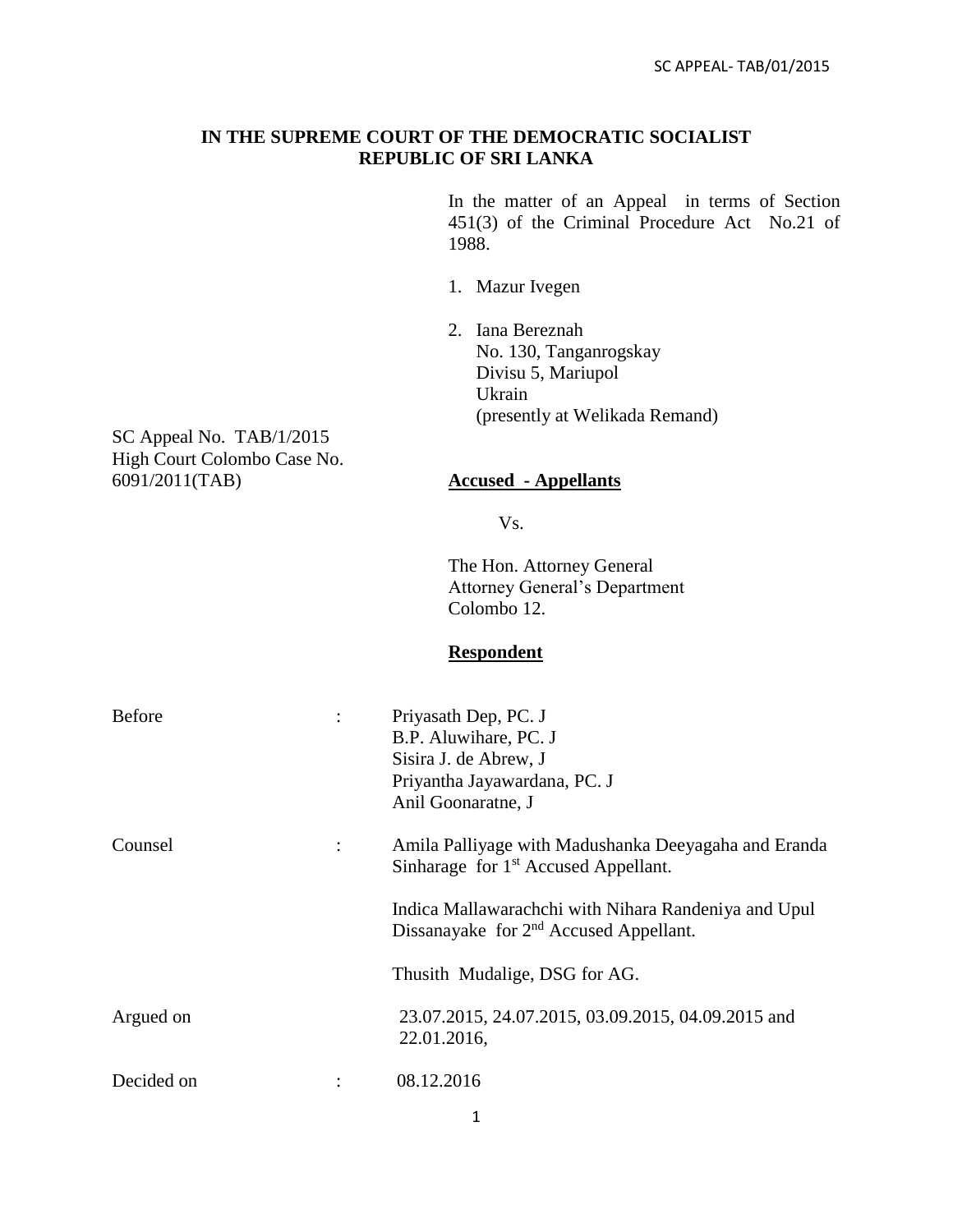**IN THE SUPREME COURT OF THE DEMOCRATIC SOCIALIST REPUBLIC OF SRI LANKA**

In the matter of an Appeal in terms of Section 451(3) of the Criminal Procedure Act No.21 of 1988.

1. Mazur Ivegen

2. Iana Bereznah
   No. 130, Tanganrogskay
   Divisu 5, Mariupol
   Ukrain
   (presently at Welikada Remand)

SC Appeal No. TAB/1/2015
High Court Colombo Case No. 6091/2011(TAB)

**Accused - Appellants**

Vs.

The Hon. Attorney General
Attorney General's Department
Colombo 12.

**Respondent**

Before : Priyasath Dep, PC. J
B.P. Aluwihare, PC. J
Sisira J. de Abrew, J
Priyantha Jayawardana, PC. J
Anil Goonaratne, J

Counsel : Amila Palliyage with Madushanka Deeyagaha and Eranda Sinharage for 1st Accused Appellant.

Indica Mallawarachchi with Nihara Randeniya and Upul Dissanayake for 2nd Accused Appellant.

Thusith Mudalige, DSG for AG.

Argued on 23.07.2015, 24.07.2015, 03.09.2015, 04.09.2015 and 22.01.2016,

Decided on : 08.12.2016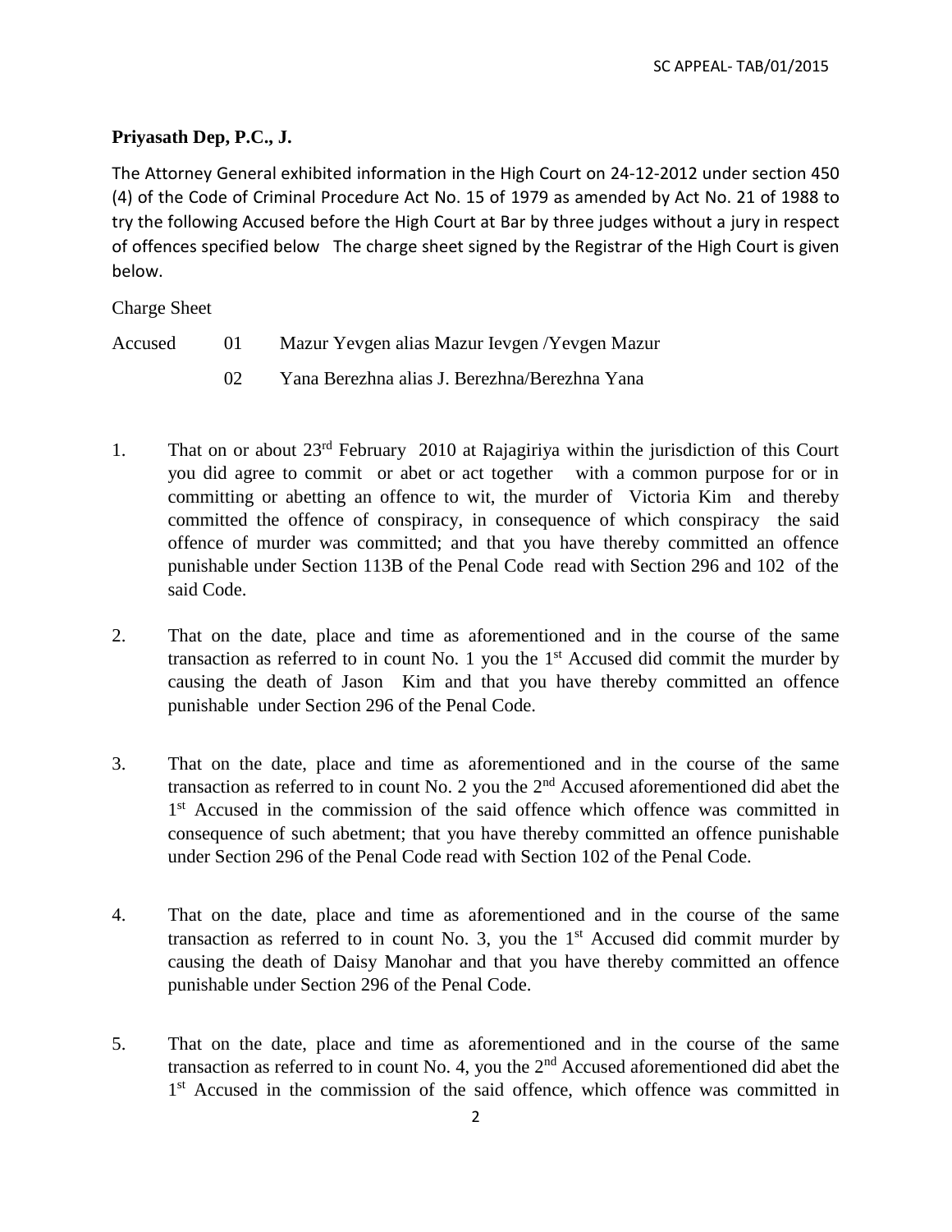**Priyasath Dep, P.C., J.**

The Attorney General exhibited information in the High Court on 24-12-2012 under section 450 (4) of the Code of Criminal Procedure Act No. 15 of 1979 as amended by Act No. 21 of 1988 to try the following Accused before the High Court at Bar by three judges without a jury in respect of offences specified below The charge sheet signed by the Registrar of the High Court is given below.

Charge Sheet

Accused 01 Mazur Yevgen alias Mazur Ievgen /Yevgen Mazur

02 Yana Berezhna alias J. Berezhna/Berezhna Yana

1. That on or about 23rd February 2010 at Rajagiriya within the jurisdiction of this Court you did agree to commit or abet or act together with a common purpose for or in committing or abetting an offence to wit, the murder of Victoria Kim and thereby committed the offence of conspiracy, in consequence of which conspiracy the said offence of murder was committed; and that you have thereby committed an offence punishable under Section 113B of the Penal Code read with Section 296 and 102 of the said Code.

2. That on the date, place and time as aforementioned and in the course of the same transaction as referred to in count No. 1 you the 1st Accused did commit the murder by causing the death of Jason Kim and that you have thereby committed an offence punishable under Section 296 of the Penal Code.

3. That on the date, place and time as aforementioned and in the course of the same transaction as referred to in count No. 2 you the 2nd Accused aforementioned did abet the 1st Accused in the commission of the said offence which offence was committed in consequence of such abetment; that you have thereby committed an offence punishable under Section 296 of the Penal Code read with Section 102 of the Penal Code.

4. That on the date, place and time as aforementioned and in the course of the same transaction as referred to in count No. 3, you the 1st Accused did commit murder by causing the death of Daisy Manohar and that you have thereby committed an offence punishable under Section 296 of the Penal Code.

5. That on the date, place and time as aforementioned and in the course of the same transaction as referred to in count No. 4, you the 2nd Accused aforementioned did abet the 1st Accused in the commission of the said offence, which offence was committed in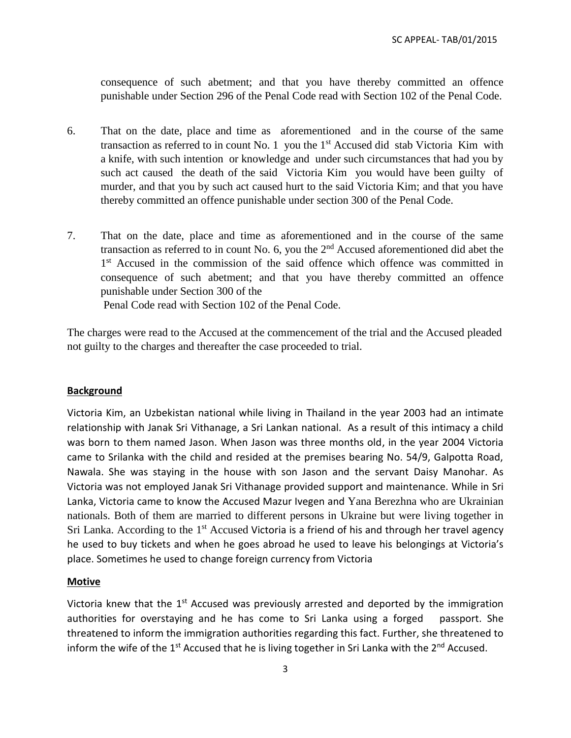consequence of such abetment; and that you have thereby committed an offence punishable under Section 296 of the Penal Code read with Section 102 of the Penal Code.

6. That on the date, place and time as aforementioned and in the course of the same transaction as referred to in count No. 1 you the 1st Accused did stab Victoria Kim with a knife, with such intention or knowledge and under such circumstances that had you by such act caused the death of the said Victoria Kim you would have been guilty of murder, and that you by such act caused hurt to the said Victoria Kim; and that you have thereby committed an offence punishable under section 300 of the Penal Code.

7. That on the date, place and time as aforementioned and in the course of the same transaction as referred to in count No. 6, you the 2nd Accused aforementioned did abet the 1st Accused in the commission of the said offence which offence was committed in consequence of such abetment; and that you have thereby committed an offence punishable under Section 300 of the Penal Code read with Section 102 of the Penal Code.

The charges were read to the Accused at the commencement of the trial and the Accused pleaded not guilty to the charges and thereafter the case proceeded to trial.

**Background**

Victoria Kim, an Uzbekistan national while living in Thailand in the year 2003 had an intimate relationship with Janak Sri Vithanage, a Sri Lankan national. As a result of this intimacy a child was born to them named Jason. When Jason was three months old, in the year 2004 Victoria came to Srilanka with the child and resided at the premises bearing No. 54/9, Galpotta Road, Nawala. She was staying in the house with son Jason and the servant Daisy Manohar. As Victoria was not employed Janak Sri Vithanage provided support and maintenance. While in Sri Lanka, Victoria came to know the Accused Mazur Ivegen and Yana Berezhna who are Ukrainian nationals. Both of them are married to different persons in Ukraine but were living together in Sri Lanka. According to the 1st Accused Victoria is a friend of his and through her travel agency he used to buy tickets and when he goes abroad he used to leave his belongings at Victoria's place. Sometimes he used to change foreign currency from Victoria

**Motive**

Victoria knew that the 1st Accused was previously arrested and deported by the immigration authorities for overstaying and he has come to Sri Lanka using a forged passport. She threatened to inform the immigration authorities regarding this fact. Further, she threatened to inform the wife of the 1st Accused that he is living together in Sri Lanka with the 2nd Accused.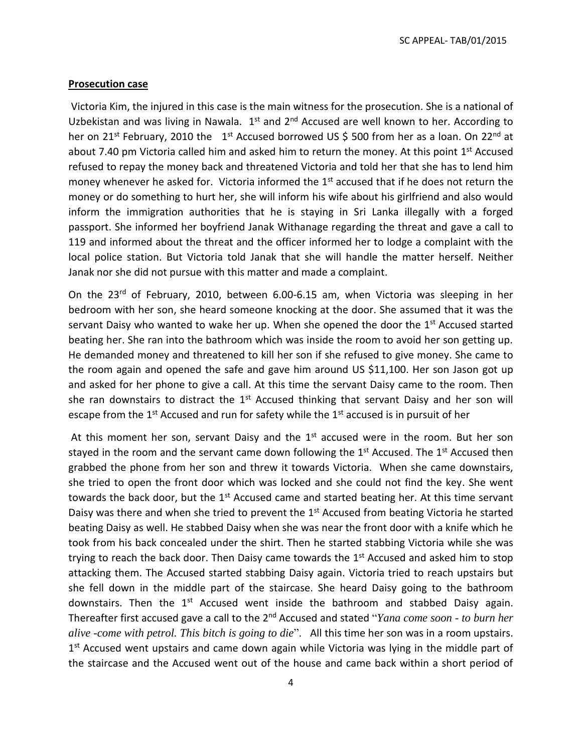## Prosecution case

Victoria Kim, the injured in this case is the main witness for the prosecution. She is a national of Uzbekistan and was living in Nawala. 1st and 2nd Accused are well known to her. According to her on 21st February, 2010 the 1st Accused borrowed US $ 500 from her as a loan. On 22nd at about 7.40 pm Victoria called him and asked him to return the money. At this point 1st Accused refused to repay the money back and threatened Victoria and told her that she has to lend him money whenever he asked for. Victoria informed the 1st accused that if he does not return the money or do something to hurt her, she will inform his wife about his girlfriend and also would inform the immigration authorities that he is staying in Sri Lanka illegally with a forged passport. She informed her boyfriend Janak Withanage regarding the threat and gave a call to 119 and informed about the threat and the officer informed her to lodge a complaint with the local police station. But Victoria told Janak that she will handle the matter herself. Neither Janak nor she did not pursue with this matter and made a complaint.

On the 23rd of February, 2010, between 6.00-6.15 am, when Victoria was sleeping in her bedroom with her son, she heard someone knocking at the door. She assumed that it was the servant Daisy who wanted to wake her up. When she opened the door the 1st Accused started beating her. She ran into the bathroom which was inside the room to avoid her son getting up. He demanded money and threatened to kill her son if she refused to give money. She came to the room again and opened the safe and gave him around US $11,100. Her son Jason got up and asked for her phone to give a call. At this time the servant Daisy came to the room. Then she ran downstairs to distract the 1st Accused thinking that servant Daisy and her son will escape from the 1st Accused and run for safety while the 1st accused is in pursuit of her

At this moment her son, servant Daisy and the 1st accused were in the room. But her son stayed in the room and the servant came down following the 1st Accused. The 1st Accused then grabbed the phone from her son and threw it towards Victoria. When she came downstairs, she tried to open the front door which was locked and she could not find the key. She went towards the back door, but the 1st Accused came and started beating her. At this time servant Daisy was there and when she tried to prevent the 1st Accused from beating Victoria he started beating Daisy as well. He stabbed Daisy when she was near the front door with a knife which he took from his back concealed under the shirt. Then he started stabbing Victoria while she was trying to reach the back door. Then Daisy came towards the 1st Accused and asked him to stop attacking them. The Accused started stabbing Daisy again. Victoria tried to reach upstairs but she fell down in the middle part of the staircase. She heard Daisy going to the bathroom downstairs. Then the 1st Accused went inside the bathroom and stabbed Daisy again. Thereafter first accused gave a call to the 2nd Accused and stated "*Yana come soon - to burn her alive -come with petrol. This bitch is going to die*". All this time her son was in a room upstairs. 1st Accused went upstairs and came down again while Victoria was lying in the middle part of the staircase and the Accused went out of the house and came back within a short period of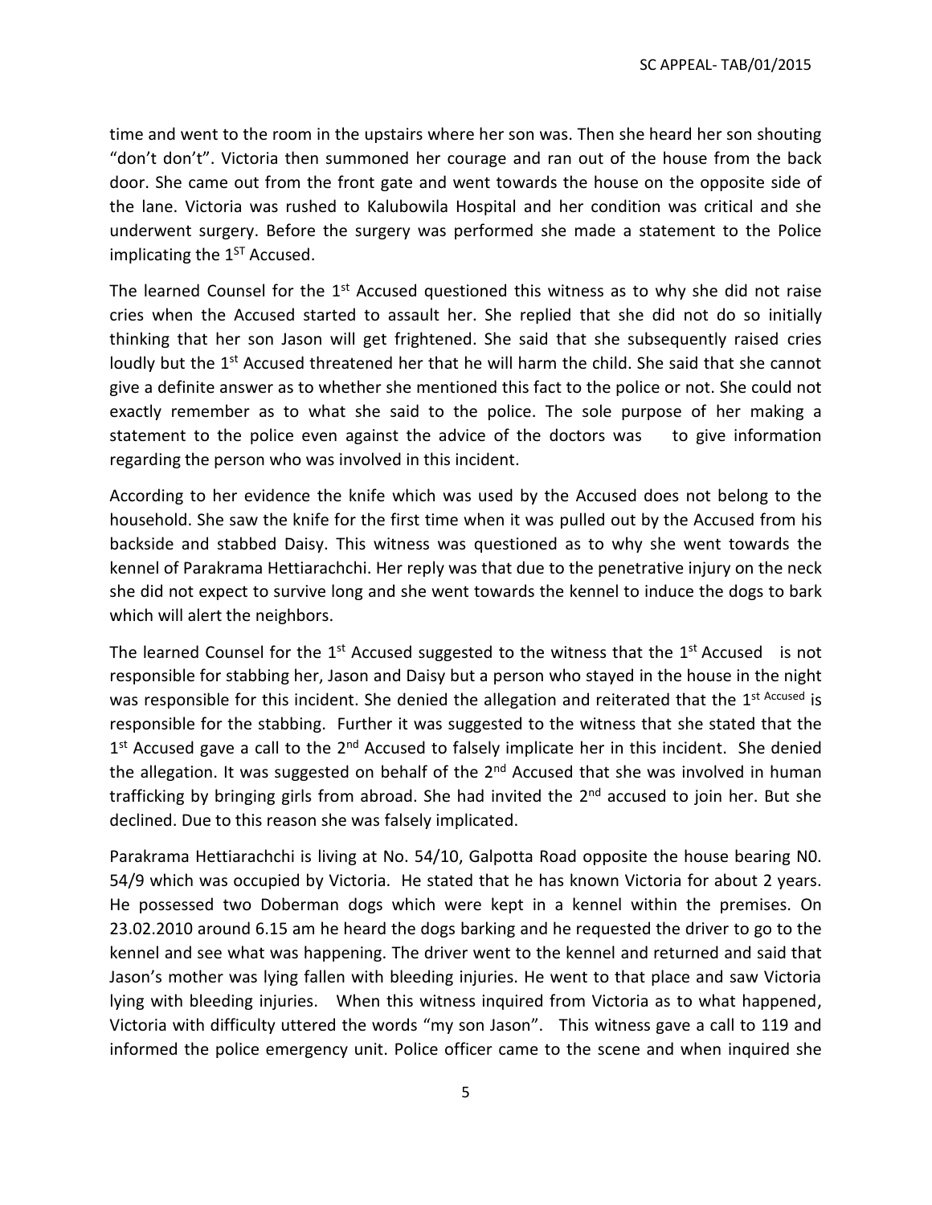time and went to the room in the upstairs where her son was. Then she heard her son shouting "don't don't". Victoria then summoned her courage and ran out of the house from the back door. She came out from the front gate and went towards the house on the opposite side of the lane. Victoria was rushed to Kalubowila Hospital and her condition was critical and she underwent surgery. Before the surgery was performed she made a statement to the Police implicating the 1[ST] Accused.

The learned Counsel for the 1[st] Accused questioned this witness as to why she did not raise cries when the Accused started to assault her. She replied that she did not do so initially thinking that her son Jason will get frightened. She said that she subsequently raised cries loudly but the 1[st] Accused threatened her that he will harm the child. She said that she cannot give a definite answer as to whether she mentioned this fact to the police or not. She could not exactly remember as to what she said to the police. The sole purpose of her making a statement to the police even against the advice of the doctors was to give information regarding the person who was involved in this incident.

According to her evidence the knife which was used by the Accused does not belong to the household. She saw the knife for the first time when it was pulled out by the Accused from his backside and stabbed Daisy. This witness was questioned as to why she went towards the kennel of Parakrama Hettiarachchi. Her reply was that due to the penetrative injury on the neck she did not expect to survive long and she went towards the kennel to induce the dogs to bark which will alert the neighbors.

The learned Counsel for the 1[st] Accused suggested to the witness that the 1[st] Accused is not responsible for stabbing her, Jason and Daisy but a person who stayed in the house in the night was responsible for this incident. She denied the allegation and reiterated that the 1[st Accused] is responsible for the stabbing. Further it was suggested to the witness that she stated that the 1[st] Accused gave a call to the 2[nd] Accused to falsely implicate her in this incident. She denied the allegation. It was suggested on behalf of the 2[nd] Accused that she was involved in human trafficking by bringing girls from abroad. She had invited the 2[nd] accused to join her. But she declined. Due to this reason she was falsely implicated.

Parakrama Hettiarachchi is living at No. 54/10, Galpotta Road opposite the house bearing N0. 54/9 which was occupied by Victoria. He stated that he has known Victoria for about 2 years. He possessed two Doberman dogs which were kept in a kennel within the premises. On 23.02.2010 around 6.15 am he heard the dogs barking and he requested the driver to go to the kennel and see what was happening. The driver went to the kennel and returned and said that Jason's mother was lying fallen with bleeding injuries. He went to that place and saw Victoria lying with bleeding injuries. When this witness inquired from Victoria as to what happened, Victoria with difficulty uttered the words "my son Jason". This witness gave a call to 119 and informed the police emergency unit. Police officer came to the scene and when inquired she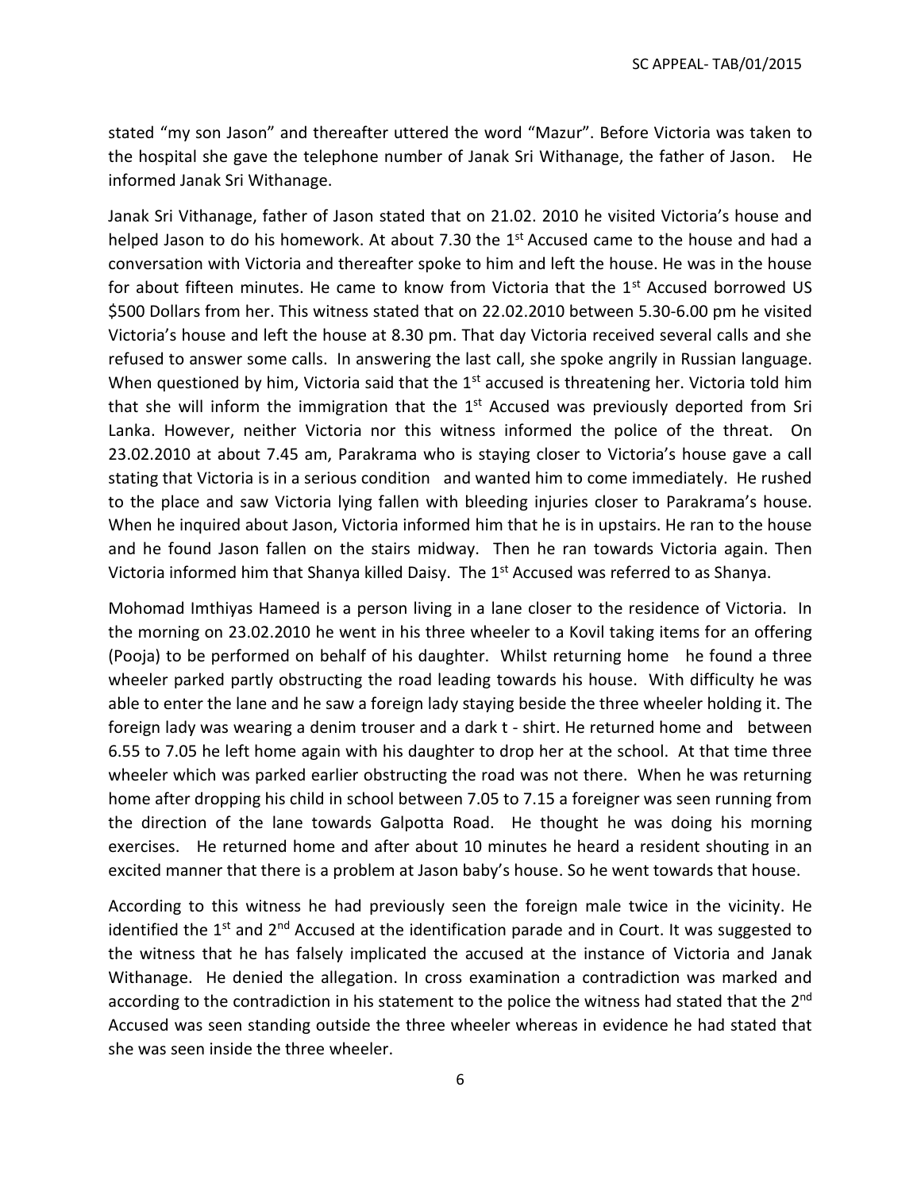stated "my son Jason" and thereafter uttered the word "Mazur". Before Victoria was taken to the hospital she gave the telephone number of Janak Sri Withanage, the father of Jason. He informed Janak Sri Withanage.

Janak Sri Vithanage, father of Jason stated that on 21.02. 2010 he visited Victoria's house and helped Jason to do his homework. At about 7.30 the 1st Accused came to the house and had a conversation with Victoria and thereafter spoke to him and left the house. He was in the house for about fifteen minutes. He came to know from Victoria that the 1st Accused borrowed US $500 Dollars from her. This witness stated that on 22.02.2010 between 5.30-6.00 pm he visited Victoria's house and left the house at 8.30 pm. That day Victoria received several calls and she refused to answer some calls. In answering the last call, she spoke angrily in Russian language. When questioned by him, Victoria said that the 1st accused is threatening her. Victoria told him that she will inform the immigration that the 1st Accused was previously deported from Sri Lanka. However, neither Victoria nor this witness informed the police of the threat. On 23.02.2010 at about 7.45 am, Parakrama who is staying closer to Victoria's house gave a call stating that Victoria is in a serious condition and wanted him to come immediately. He rushed to the place and saw Victoria lying fallen with bleeding injuries closer to Parakrama's house. When he inquired about Jason, Victoria informed him that he is in upstairs. He ran to the house and he found Jason fallen on the stairs midway. Then he ran towards Victoria again. Then Victoria informed him that Shanya killed Daisy. The 1st Accused was referred to as Shanya.

Mohomad Imthiyas Hameed is a person living in a lane closer to the residence of Victoria. In the morning on 23.02.2010 he went in his three wheeler to a Kovil taking items for an offering (Pooja) to be performed on behalf of his daughter. Whilst returning home he found a three wheeler parked partly obstructing the road leading towards his house. With difficulty he was able to enter the lane and he saw a foreign lady staying beside the three wheeler holding it. The foreign lady was wearing a denim trouser and a dark t - shirt. He returned home and between 6.55 to 7.05 he left home again with his daughter to drop her at the school. At that time three wheeler which was parked earlier obstructing the road was not there. When he was returning home after dropping his child in school between 7.05 to 7.15 a foreigner was seen running from the direction of the lane towards Galpotta Road. He thought he was doing his morning exercises. He returned home and after about 10 minutes he heard a resident shouting in an excited manner that there is a problem at Jason baby's house. So he went towards that house.

According to this witness he had previously seen the foreign male twice in the vicinity. He identified the 1st and 2nd Accused at the identification parade and in Court. It was suggested to the witness that he has falsely implicated the accused at the instance of Victoria and Janak Withanage. He denied the allegation. In cross examination a contradiction was marked and according to the contradiction in his statement to the police the witness had stated that the 2nd Accused was seen standing outside the three wheeler whereas in evidence he had stated that she was seen inside the three wheeler.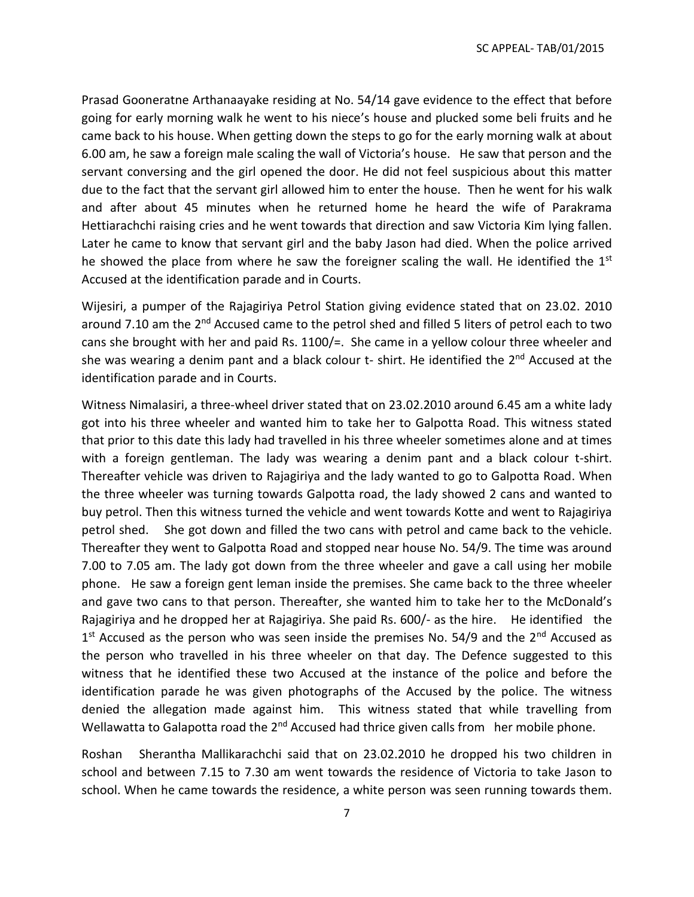Prasad Gooneratne Arthanaayake residing at No. 54/14 gave evidence to the effect that before going for early morning walk he went to his niece's house and plucked some beli fruits and he came back to his house. When getting down the steps to go for the early morning walk at about 6.00 am, he saw a foreign male scaling the wall of Victoria's house. He saw that person and the servant conversing and the girl opened the door. He did not feel suspicious about this matter due to the fact that the servant girl allowed him to enter the house. Then he went for his walk and after about 45 minutes when he returned home he heard the wife of Parakrama Hettiarachchi raising cries and he went towards that direction and saw Victoria Kim lying fallen. Later he came to know that servant girl and the baby Jason had died. When the police arrived he showed the place from where he saw the foreigner scaling the wall. He identified the 1st Accused at the identification parade and in Courts.

Wijesiri, a pumper of the Rajagiriya Petrol Station giving evidence stated that on 23.02. 2010 around 7.10 am the 2nd Accused came to the petrol shed and filled 5 liters of petrol each to two cans she brought with her and paid Rs. 1100/=. She came in a yellow colour three wheeler and she was wearing a denim pant and a black colour t- shirt. He identified the 2nd Accused at the identification parade and in Courts.

Witness Nimalasiri, a three-wheel driver stated that on 23.02.2010 around 6.45 am a white lady got into his three wheeler and wanted him to take her to Galpotta Road. This witness stated that prior to this date this lady had travelled in his three wheeler sometimes alone and at times with a foreign gentleman. The lady was wearing a denim pant and a black colour t-shirt. Thereafter vehicle was driven to Rajagiriya and the lady wanted to go to Galpotta Road. When the three wheeler was turning towards Galpotta road, the lady showed 2 cans and wanted to buy petrol. Then this witness turned the vehicle and went towards Kotte and went to Rajagiriya petrol shed. She got down and filled the two cans with petrol and came back to the vehicle. Thereafter they went to Galpotta Road and stopped near house No. 54/9. The time was around 7.00 to 7.05 am. The lady got down from the three wheeler and gave a call using her mobile phone. He saw a foreign gent leman inside the premises. She came back to the three wheeler and gave two cans to that person. Thereafter, she wanted him to take her to the McDonald's Rajagiriya and he dropped her at Rajagiriya. She paid Rs. 600/- as the hire. He identified the 1st Accused as the person who was seen inside the premises No. 54/9 and the 2nd Accused as the person who travelled in his three wheeler on that day. The Defence suggested to this witness that he identified these two Accused at the instance of the police and before the identification parade he was given photographs of the Accused by the police. The witness denied the allegation made against him. This witness stated that while travelling from Wellawatta to Galapotta road the 2nd Accused had thrice given calls from her mobile phone.

Roshan Sherantha Mallikarachchi said that on 23.02.2010 he dropped his two children in school and between 7.15 to 7.30 am went towards the residence of Victoria to take Jason to school. When he came towards the residence, a white person was seen running towards them.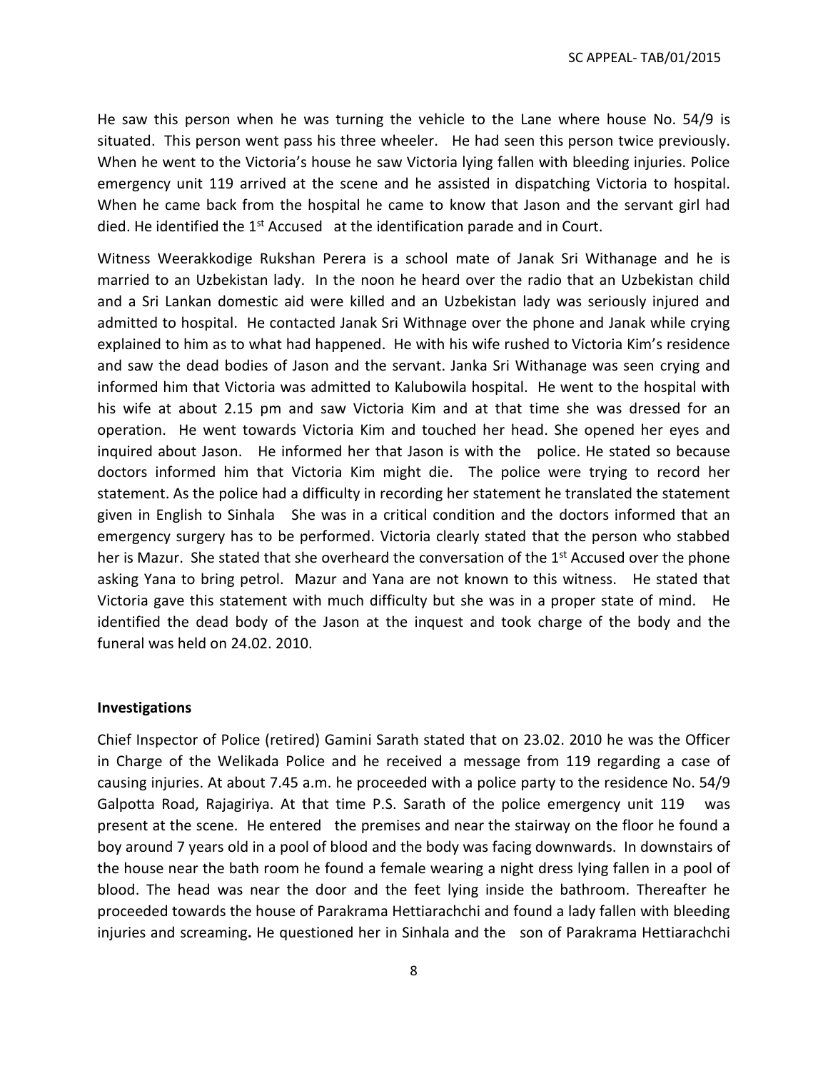He saw this person when he was turning the vehicle to the Lane where house No. 54/9 is situated. This person went pass his three wheeler. He had seen this person twice previously. When he went to the Victoria's house he saw Victoria lying fallen with bleeding injuries. Police emergency unit 119 arrived at the scene and he assisted in dispatching Victoria to hospital. When he came back from the hospital he came to know that Jason and the servant girl had died. He identified the 1st Accused at the identification parade and in Court.

Witness Weerakkodige Rukshan Perera is a school mate of Janak Sri Withanage and he is married to an Uzbekistan lady. In the noon he heard over the radio that an Uzbekistan child and a Sri Lankan domestic aid were killed and an Uzbekistan lady was seriously injured and admitted to hospital. He contacted Janak Sri Withnage over the phone and Janak while crying explained to him as to what had happened. He with his wife rushed to Victoria Kim's residence and saw the dead bodies of Jason and the servant. Janka Sri Withanage was seen crying and informed him that Victoria was admitted to Kalubowila hospital. He went to the hospital with his wife at about 2.15 pm and saw Victoria Kim and at that time she was dressed for an operation. He went towards Victoria Kim and touched her head. She opened her eyes and inquired about Jason. He informed her that Jason is with the police. He stated so because doctors informed him that Victoria Kim might die. The police were trying to record her statement. As the police had a difficulty in recording her statement he translated the statement given in English to Sinhala She was in a critical condition and the doctors informed that an emergency surgery has to be performed. Victoria clearly stated that the person who stabbed her is Mazur. She stated that she overheard the conversation of the 1st Accused over the phone asking Yana to bring petrol. Mazur and Yana are not known to this witness. He stated that Victoria gave this statement with much difficulty but she was in a proper state of mind. He identified the dead body of the Jason at the inquest and took charge of the body and the funeral was held on 24.02. 2010.

**Investigations**

Chief Inspector of Police (retired) Gamini Sarath stated that on 23.02. 2010 he was the Officer in Charge of the Welikada Police and he received a message from 119 regarding a case of causing injuries. At about 7.45 a.m. he proceeded with a police party to the residence No. 54/9 Galpotta Road, Rajagiriya. At that time P.S. Sarath of the police emergency unit 119 was present at the scene. He entered the premises and near the stairway on the floor he found a boy around 7 years old in a pool of blood and the body was facing downwards. In downstairs of the house near the bath room he found a female wearing a night dress lying fallen in a pool of blood. The head was near the door and the feet lying inside the bathroom. Thereafter he proceeded towards the house of Parakrama Hettiarachchi and found a lady fallen with bleeding injuries and screaming**.** He questioned her in Sinhala and the son of Parakrama Hettiarachchi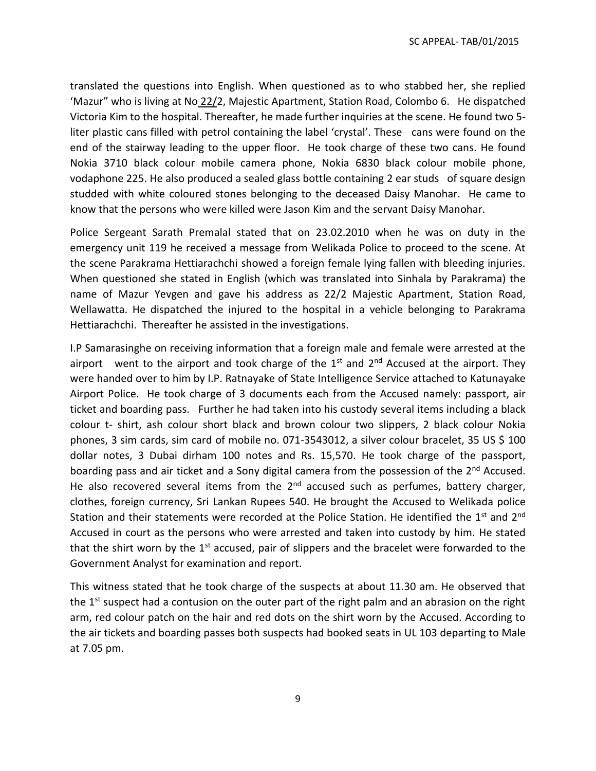translated the questions into English. When questioned as to who stabbed her, she replied 'Mazur" who is living at No 22/2, Majestic Apartment, Station Road, Colombo 6. He dispatched Victoria Kim to the hospital. Thereafter, he made further inquiries at the scene. He found two 5-liter plastic cans filled with petrol containing the label 'crystal'. These cans were found on the end of the stairway leading to the upper floor. He took charge of these two cans. He found Nokia 3710 black colour mobile camera phone, Nokia 6830 black colour mobile phone, vodaphone 225. He also produced a sealed glass bottle containing 2 ear studs of square design studded with white coloured stones belonging to the deceased Daisy Manohar. He came to know that the persons who were killed were Jason Kim and the servant Daisy Manohar.

Police Sergeant Sarath Premalal stated that on 23.02.2010 when he was on duty in the emergency unit 119 he received a message from Welikada Police to proceed to the scene. At the scene Parakrama Hettiarachchi showed a foreign female lying fallen with bleeding injuries. When questioned she stated in English (which was translated into Sinhala by Parakrama) the name of Mazur Yevgen and gave his address as 22/2 Majestic Apartment, Station Road, Wellawatta. He dispatched the injured to the hospital in a vehicle belonging to Parakrama Hettiarachchi. Thereafter he assisted in the investigations.

I.P Samarasinghe on receiving information that a foreign male and female were arrested at the airport went to the airport and took charge of the 1st and 2nd Accused at the airport. They were handed over to him by I.P. Ratnayake of State Intelligence Service attached to Katunayake Airport Police. He took charge of 3 documents each from the Accused namely: passport, air ticket and boarding pass. Further he had taken into his custody several items including a black colour t- shirt, ash colour short black and brown colour two slippers, 2 black colour Nokia phones, 3 sim cards, sim card of mobile no. 071-3543012, a silver colour bracelet, 35 US $ 100 dollar notes, 3 Dubai dirham 100 notes and Rs. 15,570. He took charge of the passport, boarding pass and air ticket and a Sony digital camera from the possession of the 2nd Accused. He also recovered several items from the 2nd accused such as perfumes, battery charger, clothes, foreign currency, Sri Lankan Rupees 540. He brought the Accused to Welikada police Station and their statements were recorded at the Police Station. He identified the 1st and 2nd Accused in court as the persons who were arrested and taken into custody by him. He stated that the shirt worn by the 1st accused, pair of slippers and the bracelet were forwarded to the Government Analyst for examination and report.

This witness stated that he took charge of the suspects at about 11.30 am. He observed that the 1st suspect had a contusion on the outer part of the right palm and an abrasion on the right arm, red colour patch on the hair and red dots on the shirt worn by the Accused. According to the air tickets and boarding passes both suspects had booked seats in UL 103 departing to Male at 7.05 pm.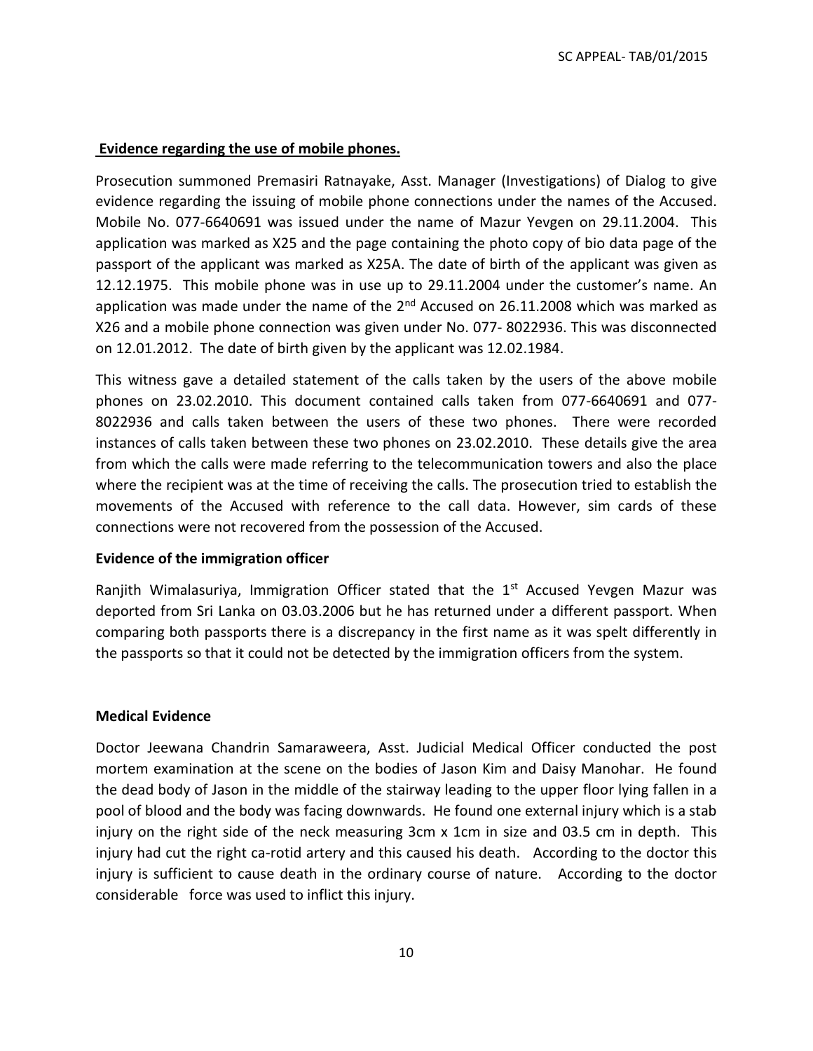**Evidence regarding the use of mobile phones.**

Prosecution summoned Premasiri Ratnayake, Asst. Manager (Investigations) of Dialog to give evidence regarding the issuing of mobile phone connections under the names of the Accused. Mobile No. 077-6640691 was issued under the name of Mazur Yevgen on 29.11.2004. This application was marked as X25 and the page containing the photo copy of bio data page of the passport of the applicant was marked as X25A. The date of birth of the applicant was given as 12.12.1975. This mobile phone was in use up to 29.11.2004 under the customer's name. An application was made under the name of the 2nd Accused on 26.11.2008 which was marked as X26 and a mobile phone connection was given under No. 077- 8022936. This was disconnected on 12.01.2012. The date of birth given by the applicant was 12.02.1984.

This witness gave a detailed statement of the calls taken by the users of the above mobile phones on 23.02.2010. This document contained calls taken from 077-6640691 and 077-8022936 and calls taken between the users of these two phones. There were recorded instances of calls taken between these two phones on 23.02.2010. These details give the area from which the calls were made referring to the telecommunication towers and also the place where the recipient was at the time of receiving the calls. The prosecution tried to establish the movements of the Accused with reference to the call data. However, sim cards of these connections were not recovered from the possession of the Accused.

**Evidence of the immigration officer**

Ranjith Wimalasuriya, Immigration Officer stated that the 1st Accused Yevgen Mazur was deported from Sri Lanka on 03.03.2006 but he has returned under a different passport. When comparing both passports there is a discrepancy in the first name as it was spelt differently in the passports so that it could not be detected by the immigration officers from the system.

**Medical Evidence**

Doctor Jeewana Chandrin Samaraweera, Asst. Judicial Medical Officer conducted the post mortem examination at the scene on the bodies of Jason Kim and Daisy Manohar. He found the dead body of Jason in the middle of the stairway leading to the upper floor lying fallen in a pool of blood and the body was facing downwards. He found one external injury which is a stab injury on the right side of the neck measuring 3cm x 1cm in size and 03.5 cm in depth. This injury had cut the right ca-rotid artery and this caused his death. According to the doctor this injury is sufficient to cause death in the ordinary course of nature. According to the doctor considerable force was used to inflict this injury.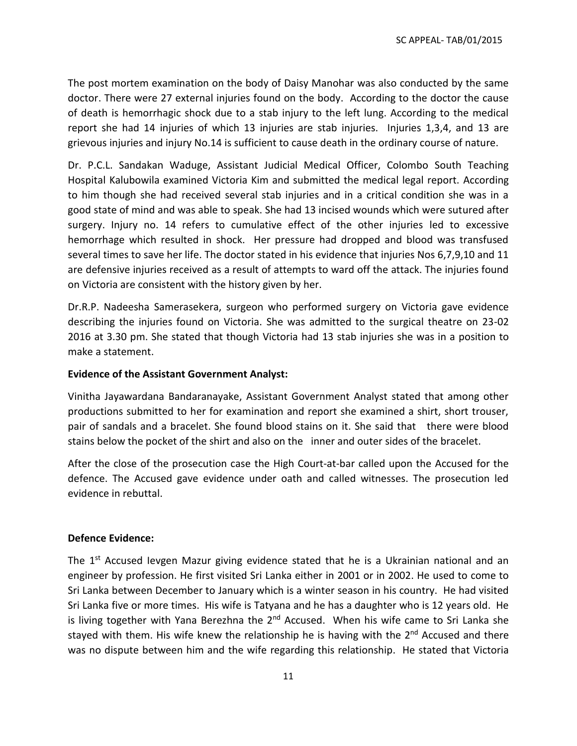The post mortem examination on the body of Daisy Manohar was also conducted by the same doctor. There were 27 external injuries found on the body. According to the doctor the cause of death is hemorrhagic shock due to a stab injury to the left lung. According to the medical report she had 14 injuries of which 13 injuries are stab injuries. Injuries 1,3,4, and 13 are grievous injuries and injury No.14 is sufficient to cause death in the ordinary course of nature.

Dr. P.C.L. Sandakan Waduge, Assistant Judicial Medical Officer, Colombo South Teaching Hospital Kalubowila examined Victoria Kim and submitted the medical legal report. According to him though she had received several stab injuries and in a critical condition she was in a good state of mind and was able to speak. She had 13 incised wounds which were sutured after surgery. Injury no. 14 refers to cumulative effect of the other injuries led to excessive hemorrhage which resulted in shock. Her pressure had dropped and blood was transfused several times to save her life. The doctor stated in his evidence that injuries Nos 6,7,9,10 and 11 are defensive injuries received as a result of attempts to ward off the attack. The injuries found on Victoria are consistent with the history given by her.

Dr.R.P. Nadeesha Samerasekera, surgeon who performed surgery on Victoria gave evidence describing the injuries found on Victoria. She was admitted to the surgical theatre on 23-02 2016 at 3.30 pm. She stated that though Victoria had 13 stab injuries she was in a position to make a statement.

**Evidence of the Assistant Government Analyst:**

Vinitha Jayawardana Bandaranayake, Assistant Government Analyst stated that among other productions submitted to her for examination and report she examined a shirt, short trouser, pair of sandals and a bracelet. She found blood stains on it. She said that there were blood stains below the pocket of the shirt and also on the inner and outer sides of the bracelet.

After the close of the prosecution case the High Court-at-bar called upon the Accused for the defence. The Accused gave evidence under oath and called witnesses. The prosecution led evidence in rebuttal.

**Defence Evidence:**

The 1st Accused Ievgen Mazur giving evidence stated that he is a Ukrainian national and an engineer by profession. He first visited Sri Lanka either in 2001 or in 2002. He used to come to Sri Lanka between December to January which is a winter season in his country. He had visited Sri Lanka five or more times. His wife is Tatyana and he has a daughter who is 12 years old. He is living together with Yana Berezhna the 2nd Accused. When his wife came to Sri Lanka she stayed with them. His wife knew the relationship he is having with the 2nd Accused and there was no dispute between him and the wife regarding this relationship. He stated that Victoria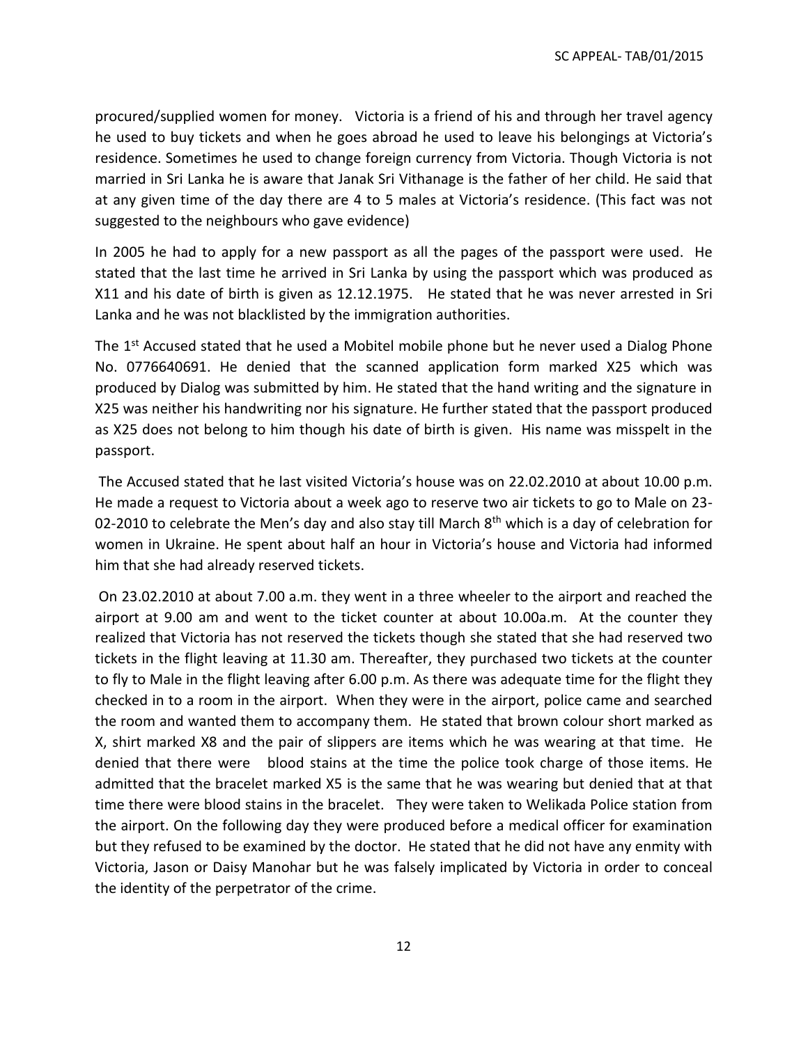procured/supplied women for money. Victoria is a friend of his and through her travel agency he used to buy tickets and when he goes abroad he used to leave his belongings at Victoria's residence. Sometimes he used to change foreign currency from Victoria. Though Victoria is not married in Sri Lanka he is aware that Janak Sri Vithanage is the father of her child. He said that at any given time of the day there are 4 to 5 males at Victoria's residence. (This fact was not suggested to the neighbours who gave evidence)

In 2005 he had to apply for a new passport as all the pages of the passport were used. He stated that the last time he arrived in Sri Lanka by using the passport which was produced as X11 and his date of birth is given as 12.12.1975. He stated that he was never arrested in Sri Lanka and he was not blacklisted by the immigration authorities.

The 1st Accused stated that he used a Mobitel mobile phone but he never used a Dialog Phone No. 0776640691. He denied that the scanned application form marked X25 which was produced by Dialog was submitted by him. He stated that the hand writing and the signature in X25 was neither his handwriting nor his signature. He further stated that the passport produced as X25 does not belong to him though his date of birth is given. His name was misspelt in the passport.

The Accused stated that he last visited Victoria's house was on 22.02.2010 at about 10.00 p.m. He made a request to Victoria about a week ago to reserve two air tickets to go to Male on 23-02-2010 to celebrate the Men's day and also stay till March 8th which is a day of celebration for women in Ukraine. He spent about half an hour in Victoria's house and Victoria had informed him that she had already reserved tickets.

On 23.02.2010 at about 7.00 a.m. they went in a three wheeler to the airport and reached the airport at 9.00 am and went to the ticket counter at about 10.00a.m. At the counter they realized that Victoria has not reserved the tickets though she stated that she had reserved two tickets in the flight leaving at 11.30 am. Thereafter, they purchased two tickets at the counter to fly to Male in the flight leaving after 6.00 p.m. As there was adequate time for the flight they checked in to a room in the airport. When they were in the airport, police came and searched the room and wanted them to accompany them. He stated that brown colour short marked as X, shirt marked X8 and the pair of slippers are items which he was wearing at that time. He denied that there were blood stains at the time the police took charge of those items. He admitted that the bracelet marked X5 is the same that he was wearing but denied that at that time there were blood stains in the bracelet. They were taken to Welikada Police station from the airport. On the following day they were produced before a medical officer for examination but they refused to be examined by the doctor. He stated that he did not have any enmity with Victoria, Jason or Daisy Manohar but he was falsely implicated by Victoria in order to conceal the identity of the perpetrator of the crime.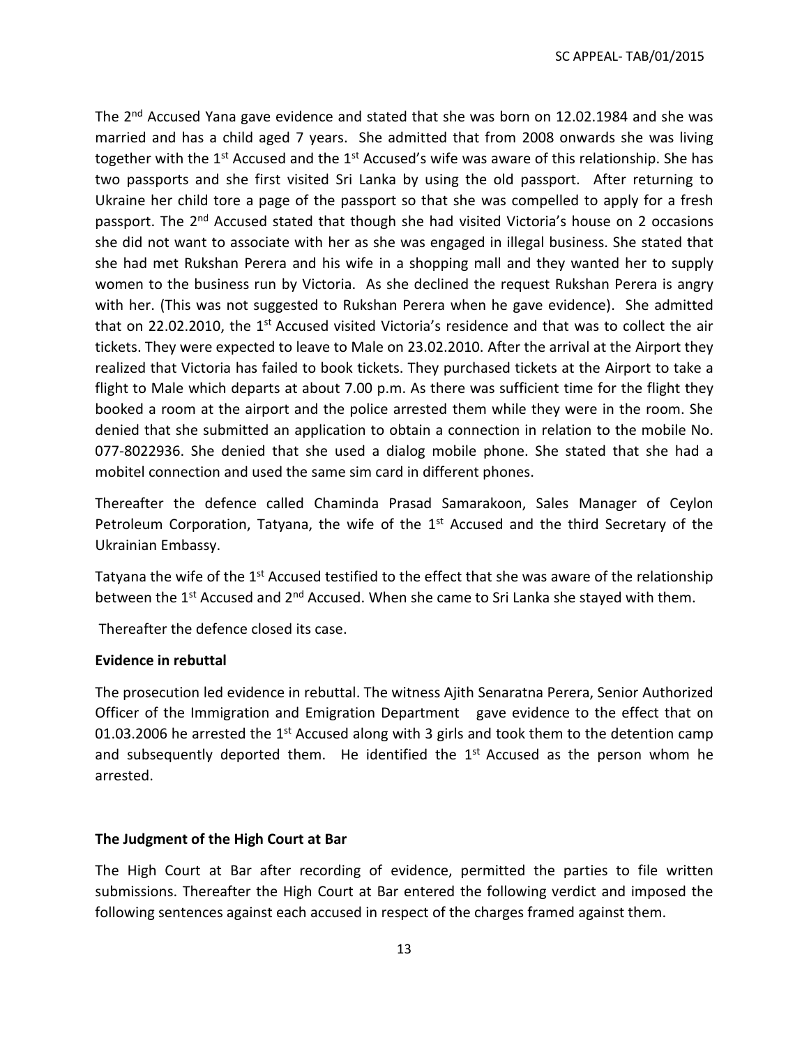The 2nd Accused Yana gave evidence and stated that she was born on 12.02.1984 and she was married and has a child aged 7 years. She admitted that from 2008 onwards she was living together with the 1st Accused and the 1st Accused's wife was aware of this relationship. She has two passports and she first visited Sri Lanka by using the old passport. After returning to Ukraine her child tore a page of the passport so that she was compelled to apply for a fresh passport. The 2nd Accused stated that though she had visited Victoria's house on 2 occasions she did not want to associate with her as she was engaged in illegal business. She stated that she had met Rukshan Perera and his wife in a shopping mall and they wanted her to supply women to the business run by Victoria. As she declined the request Rukshan Perera is angry with her. (This was not suggested to Rukshan Perera when he gave evidence). She admitted that on 22.02.2010, the 1st Accused visited Victoria's residence and that was to collect the air tickets. They were expected to leave to Male on 23.02.2010. After the arrival at the Airport they realized that Victoria has failed to book tickets. They purchased tickets at the Airport to take a flight to Male which departs at about 7.00 p.m. As there was sufficient time for the flight they booked a room at the airport and the police arrested them while they were in the room. She denied that she submitted an application to obtain a connection in relation to the mobile No. 077-8022936. She denied that she used a dialog mobile phone. She stated that she had a mobitel connection and used the same sim card in different phones.

Thereafter the defence called Chaminda Prasad Samarakoon, Sales Manager of Ceylon Petroleum Corporation, Tatyana, the wife of the 1st Accused and the third Secretary of the Ukrainian Embassy.

Tatyana the wife of the 1st Accused testified to the effect that she was aware of the relationship between the 1st Accused and 2nd Accused. When she came to Sri Lanka she stayed with them.

Thereafter the defence closed its case.

**Evidence in rebuttal**

The prosecution led evidence in rebuttal. The witness Ajith Senaratna Perera, Senior Authorized Officer of the Immigration and Emigration Department gave evidence to the effect that on 01.03.2006 he arrested the 1st Accused along with 3 girls and took them to the detention camp and subsequently deported them. He identified the 1st Accused as the person whom he arrested.

**The Judgment of the High Court at Bar**

The High Court at Bar after recording of evidence, permitted the parties to file written submissions. Thereafter the High Court at Bar entered the following verdict and imposed the following sentences against each accused in respect of the charges framed against them.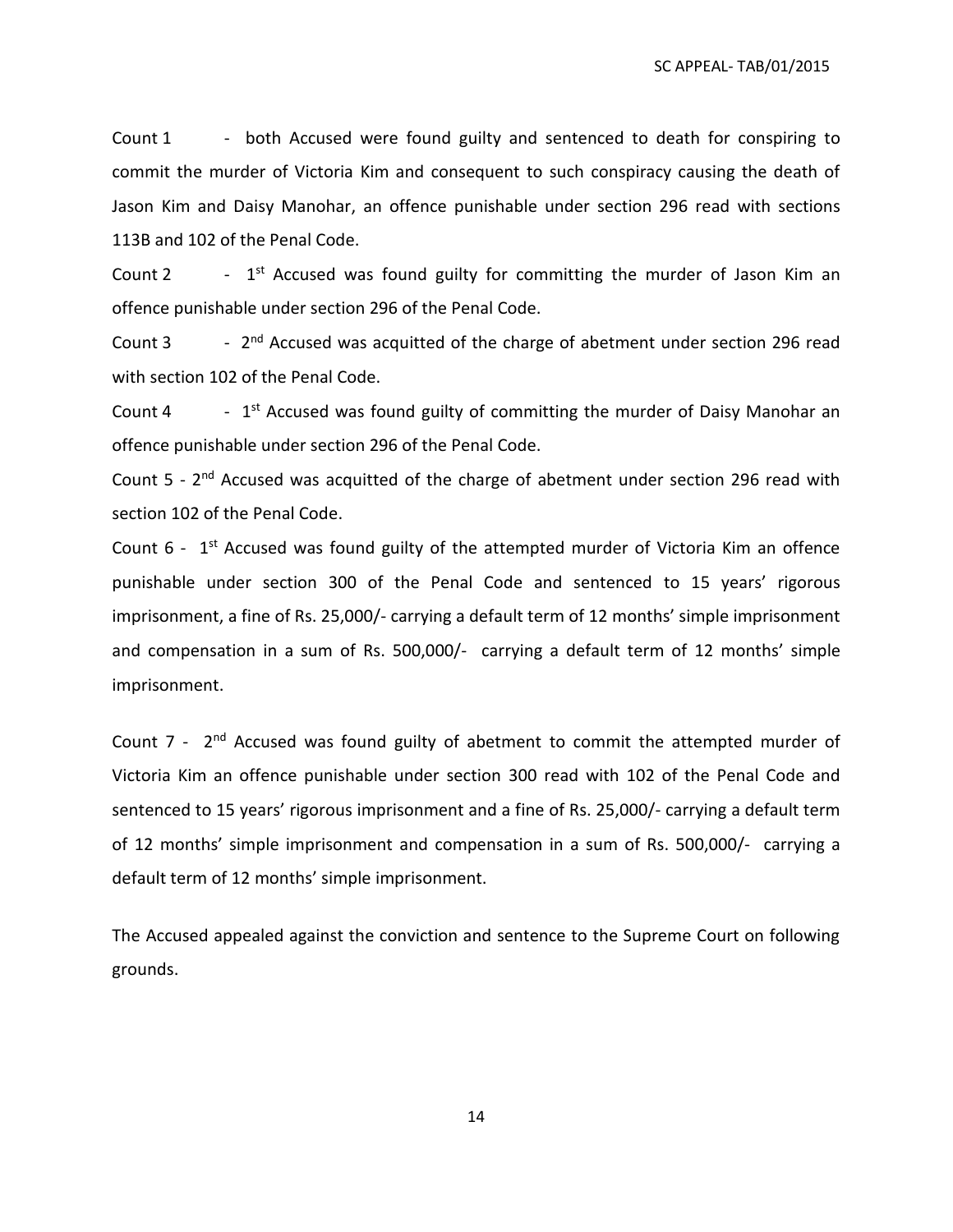Count 1 - both Accused were found guilty and sentenced to death for conspiring to commit the murder of Victoria Kim and consequent to such conspiracy causing the death of Jason Kim and Daisy Manohar, an offence punishable under section 296 read with sections 113B and 102 of the Penal Code.

Count 2 - 1st Accused was found guilty for committing the murder of Jason Kim an offence punishable under section 296 of the Penal Code.

Count 3 - 2nd Accused was acquitted of the charge of abetment under section 296 read with section 102 of the Penal Code.

Count 4 - 1st Accused was found guilty of committing the murder of Daisy Manohar an offence punishable under section 296 of the Penal Code.

Count 5 - 2nd Accused was acquitted of the charge of abetment under section 296 read with section 102 of the Penal Code.

Count 6 - 1st Accused was found guilty of the attempted murder of Victoria Kim an offence punishable under section 300 of the Penal Code and sentenced to 15 years' rigorous imprisonment, a fine of Rs. 25,000/- carrying a default term of 12 months' simple imprisonment and compensation in a sum of Rs. 500,000/- carrying a default term of 12 months' simple imprisonment.

Count 7 - 2nd Accused was found guilty of abetment to commit the attempted murder of Victoria Kim an offence punishable under section 300 read with 102 of the Penal Code and sentenced to 15 years' rigorous imprisonment and a fine of Rs. 25,000/- carrying a default term of 12 months' simple imprisonment and compensation in a sum of Rs. 500,000/- carrying a default term of 12 months' simple imprisonment.

The Accused appealed against the conviction and sentence to the Supreme Court on following grounds.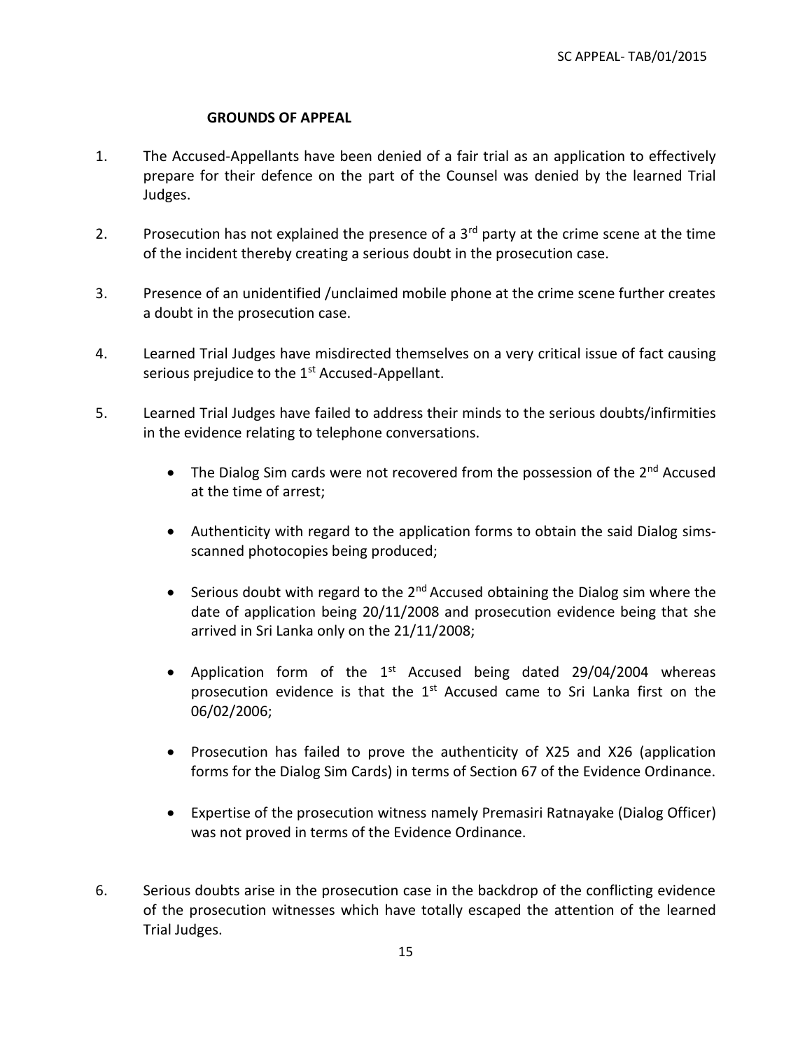**GROUNDS OF APPEAL**

1. The Accused-Appellants have been denied of a fair trial as an application to effectively prepare for their defence on the part of the Counsel was denied by the learned Trial Judges.

2. Prosecution has not explained the presence of a 3rd party at the crime scene at the time of the incident thereby creating a serious doubt in the prosecution case.

3. Presence of an unidentified /unclaimed mobile phone at the crime scene further creates a doubt in the prosecution case.

4. Learned Trial Judges have misdirected themselves on a very critical issue of fact causing serious prejudice to the 1st Accused-Appellant.

5. Learned Trial Judges have failed to address their minds to the serious doubts/infirmities in the evidence relating to telephone conversations.

    - The Dialog Sim cards were not recovered from the possession of the 2nd Accused at the time of arrest;

    - Authenticity with regard to the application forms to obtain the said Dialog sims- scanned photocopies being produced;

    - Serious doubt with regard to the 2nd Accused obtaining the Dialog sim where the date of application being 20/11/2008 and prosecution evidence being that she arrived in Sri Lanka only on the 21/11/2008;

    - Application form of the 1st Accused being dated 29/04/2004 whereas prosecution evidence is that the 1st Accused came to Sri Lanka first on the 06/02/2006;

    - Prosecution has failed to prove the authenticity of X25 and X26 (application forms for the Dialog Sim Cards) in terms of Section 67 of the Evidence Ordinance.

    - Expertise of the prosecution witness namely Premasiri Ratnayake (Dialog Officer) was not proved in terms of the Evidence Ordinance.

6. Serious doubts arise in the prosecution case in the backdrop of the conflicting evidence of the prosecution witnesses which have totally escaped the attention of the learned Trial Judges.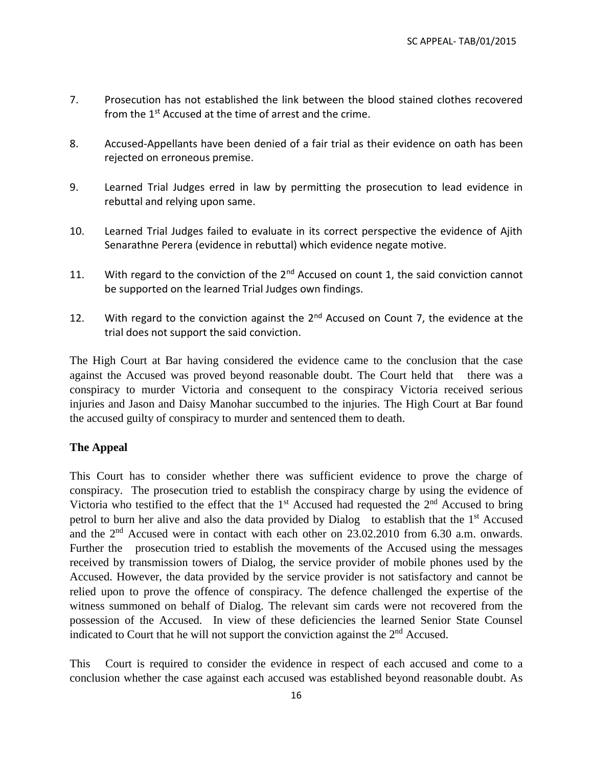7. Prosecution has not established the link between the blood stained clothes recovered from the 1st Accused at the time of arrest and the crime.

8. Accused-Appellants have been denied of a fair trial as their evidence on oath has been rejected on erroneous premise.

9. Learned Trial Judges erred in law by permitting the prosecution to lead evidence in rebuttal and relying upon same.

10. Learned Trial Judges failed to evaluate in its correct perspective the evidence of Ajith Senarathne Perera (evidence in rebuttal) which evidence negate motive.

11. With regard to the conviction of the 2nd Accused on count 1, the said conviction cannot be supported on the learned Trial Judges own findings.

12. With regard to the conviction against the 2nd Accused on Count 7, the evidence at the trial does not support the said conviction.

The High Court at Bar having considered the evidence came to the conclusion that the case against the Accused was proved beyond reasonable doubt. The Court held that there was a conspiracy to murder Victoria and consequent to the conspiracy Victoria received serious injuries and Jason and Daisy Manohar succumbed to the injuries. The High Court at Bar found the accused guilty of conspiracy to murder and sentenced them to death.

## The Appeal

This Court has to consider whether there was sufficient evidence to prove the charge of conspiracy. The prosecution tried to establish the conspiracy charge by using the evidence of Victoria who testified to the effect that the 1st Accused had requested the 2nd Accused to bring petrol to burn her alive and also the data provided by Dialog to establish that the 1st Accused and the 2nd Accused were in contact with each other on 23.02.2010 from 6.30 a.m. onwards. Further the prosecution tried to establish the movements of the Accused using the messages received by transmission towers of Dialog, the service provider of mobile phones used by the Accused. However, the data provided by the service provider is not satisfactory and cannot be relied upon to prove the offence of conspiracy. The defence challenged the expertise of the witness summoned on behalf of Dialog. The relevant sim cards were not recovered from the possession of the Accused. In view of these deficiencies the learned Senior State Counsel indicated to Court that he will not support the conviction against the 2nd Accused.

This Court is required to consider the evidence in respect of each accused and come to a conclusion whether the case against each accused was established beyond reasonable doubt. As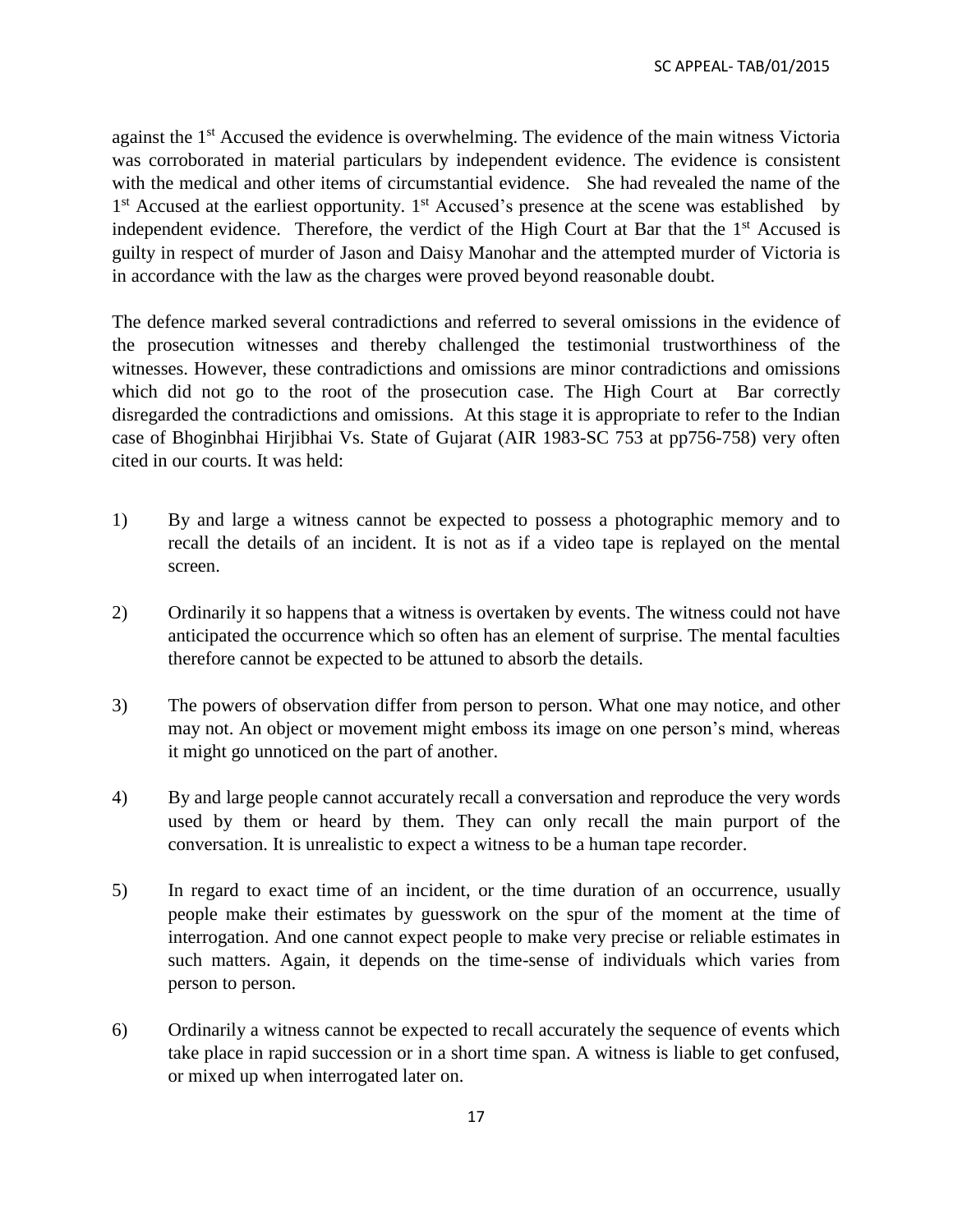against the 1st Accused the evidence is overwhelming. The evidence of the main witness Victoria was corroborated in material particulars by independent evidence. The evidence is consistent with the medical and other items of circumstantial evidence. She had revealed the name of the 1st Accused at the earliest opportunity. 1st Accused's presence at the scene was established by independent evidence. Therefore, the verdict of the High Court at Bar that the 1st Accused is guilty in respect of murder of Jason and Daisy Manohar and the attempted murder of Victoria is in accordance with the law as the charges were proved beyond reasonable doubt.

The defence marked several contradictions and referred to several omissions in the evidence of the prosecution witnesses and thereby challenged the testimonial trustworthiness of the witnesses. However, these contradictions and omissions are minor contradictions and omissions which did not go to the root of the prosecution case. The High Court at Bar correctly disregarded the contradictions and omissions. At this stage it is appropriate to refer to the Indian case of Bhoginbhai Hirjibhai Vs. State of Gujarat (AIR 1983-SC 753 at pp756-758) very often cited in our courts. It was held:

1) By and large a witness cannot be expected to possess a photographic memory and to recall the details of an incident. It is not as if a video tape is replayed on the mental screen.

2) Ordinarily it so happens that a witness is overtaken by events. The witness could not have anticipated the occurrence which so often has an element of surprise. The mental faculties therefore cannot be expected to be attuned to absorb the details.

3) The powers of observation differ from person to person. What one may notice, and other may not. An object or movement might emboss its image on one person's mind, whereas it might go unnoticed on the part of another.

4) By and large people cannot accurately recall a conversation and reproduce the very words used by them or heard by them. They can only recall the main purport of the conversation. It is unrealistic to expect a witness to be a human tape recorder.

5) In regard to exact time of an incident, or the time duration of an occurrence, usually people make their estimates by guesswork on the spur of the moment at the time of interrogation. And one cannot expect people to make very precise or reliable estimates in such matters. Again, it depends on the time-sense of individuals which varies from person to person.

6) Ordinarily a witness cannot be expected to recall accurately the sequence of events which take place in rapid succession or in a short time span. A witness is liable to get confused, or mixed up when interrogated later on.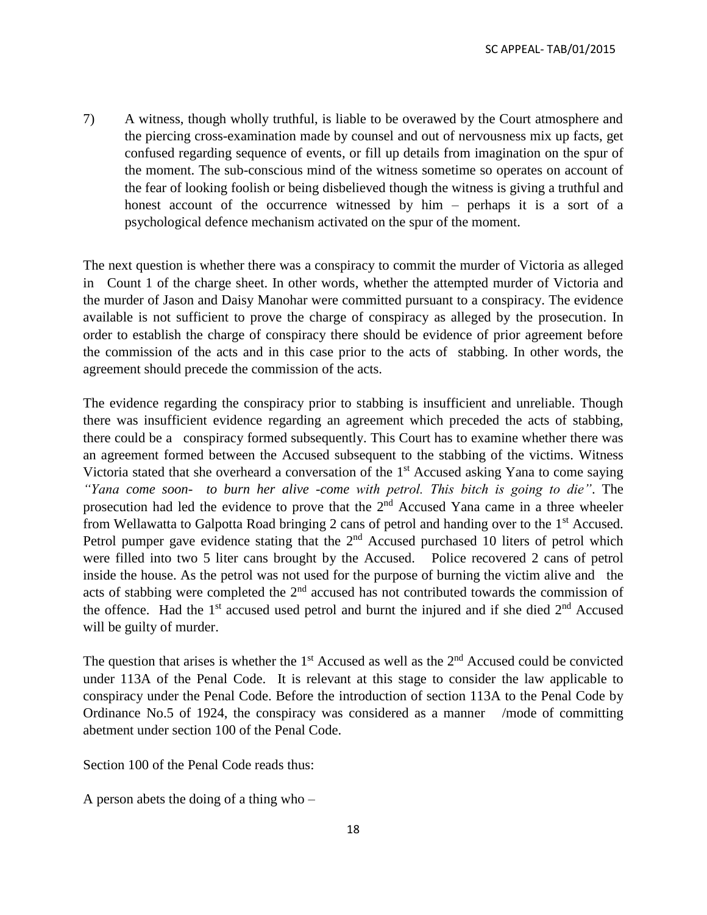7) A witness, though wholly truthful, is liable to be overawed by the Court atmosphere and the piercing cross-examination made by counsel and out of nervousness mix up facts, get confused regarding sequence of events, or fill up details from imagination on the spur of the moment. The sub-conscious mind of the witness sometime so operates on account of the fear of looking foolish or being disbelieved though the witness is giving a truthful and honest account of the occurrence witnessed by him – perhaps it is a sort of a psychological defence mechanism activated on the spur of the moment.

The next question is whether there was a conspiracy to commit the murder of Victoria as alleged in Count 1 of the charge sheet. In other words, whether the attempted murder of Victoria and the murder of Jason and Daisy Manohar were committed pursuant to a conspiracy. The evidence available is not sufficient to prove the charge of conspiracy as alleged by the prosecution. In order to establish the charge of conspiracy there should be evidence of prior agreement before the commission of the acts and in this case prior to the acts of stabbing. In other words, the agreement should precede the commission of the acts.

The evidence regarding the conspiracy prior to stabbing is insufficient and unreliable. Though there was insufficient evidence regarding an agreement which preceded the acts of stabbing, there could be a conspiracy formed subsequently. This Court has to examine whether there was an agreement formed between the Accused subsequent to the stabbing of the victims. Witness Victoria stated that she overheard a conversation of the 1st Accused asking Yana to come saying *"Yana come soon- to burn her alive -come with petrol. This bitch is going to die"*. The prosecution had led the evidence to prove that the 2nd Accused Yana came in a three wheeler from Wellawatta to Galpotta Road bringing 2 cans of petrol and handing over to the 1st Accused. Petrol pumper gave evidence stating that the 2nd Accused purchased 10 liters of petrol which were filled into two 5 liter cans brought by the Accused. Police recovered 2 cans of petrol inside the house. As the petrol was not used for the purpose of burning the victim alive and the acts of stabbing were completed the 2nd accused has not contributed towards the commission of the offence. Had the 1st accused used petrol and burnt the injured and if she died 2nd Accused will be guilty of murder.

The question that arises is whether the 1st Accused as well as the 2nd Accused could be convicted under 113A of the Penal Code. It is relevant at this stage to consider the law applicable to conspiracy under the Penal Code. Before the introduction of section 113A to the Penal Code by Ordinance No.5 of 1924, the conspiracy was considered as a manner /mode of committing abetment under section 100 of the Penal Code.

Section 100 of the Penal Code reads thus:

A person abets the doing of a thing who –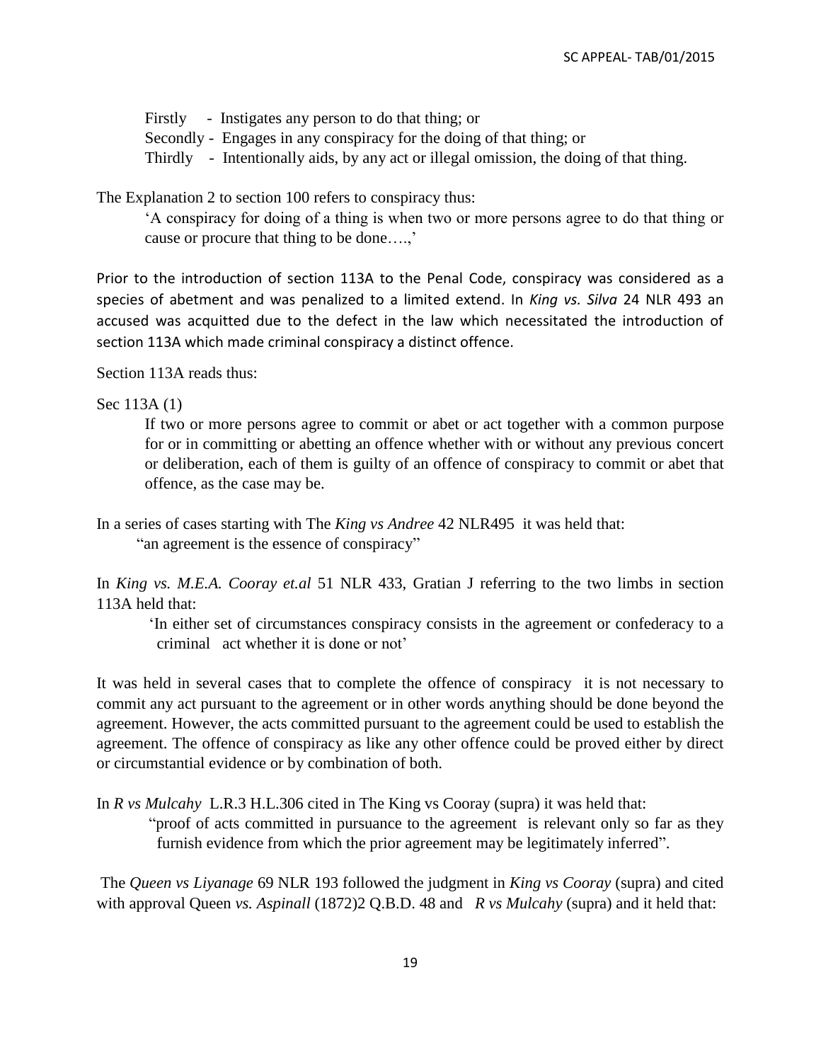Firstly - Instigates any person to do that thing; or

Secondly - Engages in any conspiracy for the doing of that thing; or

Thirdly - Intentionally aids, by any act or illegal omission, the doing of that thing.

The Explanation 2 to section 100 refers to conspiracy thus:

> 'A conspiracy for doing of a thing is when two or more persons agree to do that thing or cause or procure that thing to be done….,'

Prior to the introduction of section 113A to the Penal Code, conspiracy was considered as a species of abetment and was penalized to a limited extend. In *King vs. Silva* 24 NLR 493 an accused was acquitted due to the defect in the law which necessitated the introduction of section 113A which made criminal conspiracy a distinct offence.

Section 113A reads thus:

Sec 113A (1)

> If two or more persons agree to commit or abet or act together with a common purpose for or in committing or abetting an offence whether with or without any previous concert or deliberation, each of them is guilty of an offence of conspiracy to commit or abet that offence, as the case may be.

In a series of cases starting with The *King vs Andree* 42 NLR495 it was held that:

> "an agreement is the essence of conspiracy"

In *King vs. M.E.A. Cooray et.al* 51 NLR 433, Gratian J referring to the two limbs in section 113A held that:

> 'In either set of circumstances conspiracy consists in the agreement or confederacy to a criminal act whether it is done or not'

It was held in several cases that to complete the offence of conspiracy it is not necessary to commit any act pursuant to the agreement or in other words anything should be done beyond the agreement. However, the acts committed pursuant to the agreement could be used to establish the agreement. The offence of conspiracy as like any other offence could be proved either by direct or circumstantial evidence or by combination of both.

In *R vs Mulcahy* L.R.3 H.L.306 cited in The King vs Cooray (supra) it was held that:

> "proof of acts committed in pursuance to the agreement is relevant only so far as they furnish evidence from which the prior agreement may be legitimately inferred".

The *Queen vs Liyanage* 69 NLR 193 followed the judgment in *King vs Cooray* (supra) and cited with approval Queen *vs. Aspinall* (1872)2 Q.B.D. 48 and *R vs Mulcahy* (supra) and it held that: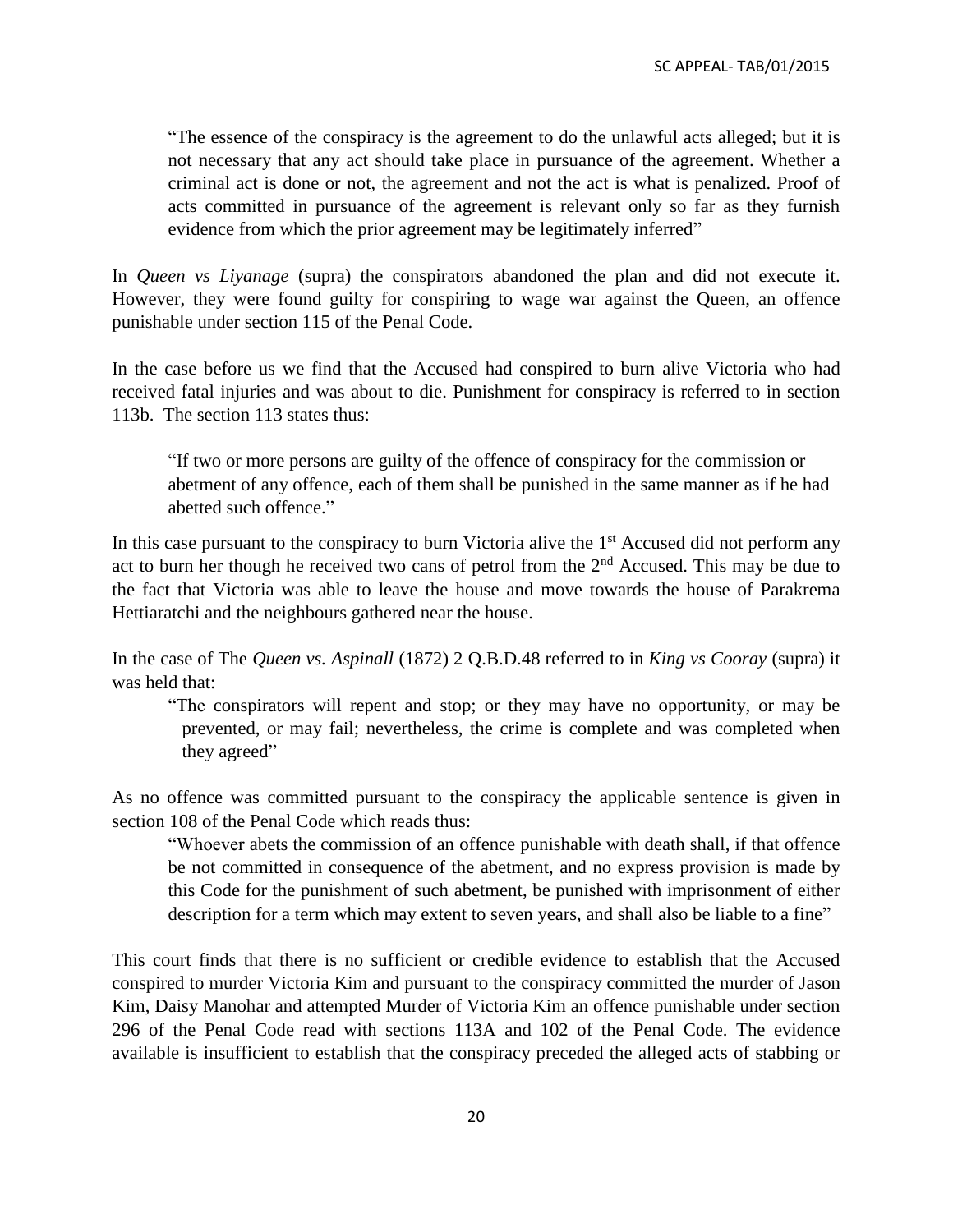> "The essence of the conspiracy is the agreement to do the unlawful acts alleged; but it is not necessary that any act should take place in pursuance of the agreement. Whether a criminal act is done or not, the agreement and not the act is what is penalized. Proof of acts committed in pursuance of the agreement is relevant only so far as they furnish evidence from which the prior agreement may be legitimately inferred"

In *Queen vs Liyanage* (supra) the conspirators abandoned the plan and did not execute it. However, they were found guilty for conspiring to wage war against the Queen, an offence punishable under section 115 of the Penal Code.

In the case before us we find that the Accused had conspired to burn alive Victoria who had received fatal injuries and was about to die. Punishment for conspiracy is referred to in section 113b. The section 113 states thus:

> "If two or more persons are guilty of the offence of conspiracy for the commission or abetment of any offence, each of them shall be punished in the same manner as if he had abetted such offence."

In this case pursuant to the conspiracy to burn Victoria alive the 1st Accused did not perform any act to burn her though he received two cans of petrol from the 2nd Accused. This may be due to the fact that Victoria was able to leave the house and move towards the house of Parakrema Hettiaratchi and the neighbours gathered near the house.

In the case of The *Queen vs. Aspinall* (1872) 2 Q.B.D.48 referred to in *King vs Cooray* (supra) it was held that:

> "The conspirators will repent and stop; or they may have no opportunity, or may be prevented, or may fail; nevertheless, the crime is complete and was completed when they agreed"

As no offence was committed pursuant to the conspiracy the applicable sentence is given in section 108 of the Penal Code which reads thus:

> "Whoever abets the commission of an offence punishable with death shall, if that offence be not committed in consequence of the abetment, and no express provision is made by this Code for the punishment of such abetment, be punished with imprisonment of either description for a term which may extent to seven years, and shall also be liable to a fine"

This court finds that there is no sufficient or credible evidence to establish that the Accused conspired to murder Victoria Kim and pursuant to the conspiracy committed the murder of Jason Kim, Daisy Manohar and attempted Murder of Victoria Kim an offence punishable under section 296 of the Penal Code read with sections 113A and 102 of the Penal Code. The evidence available is insufficient to establish that the conspiracy preceded the alleged acts of stabbing or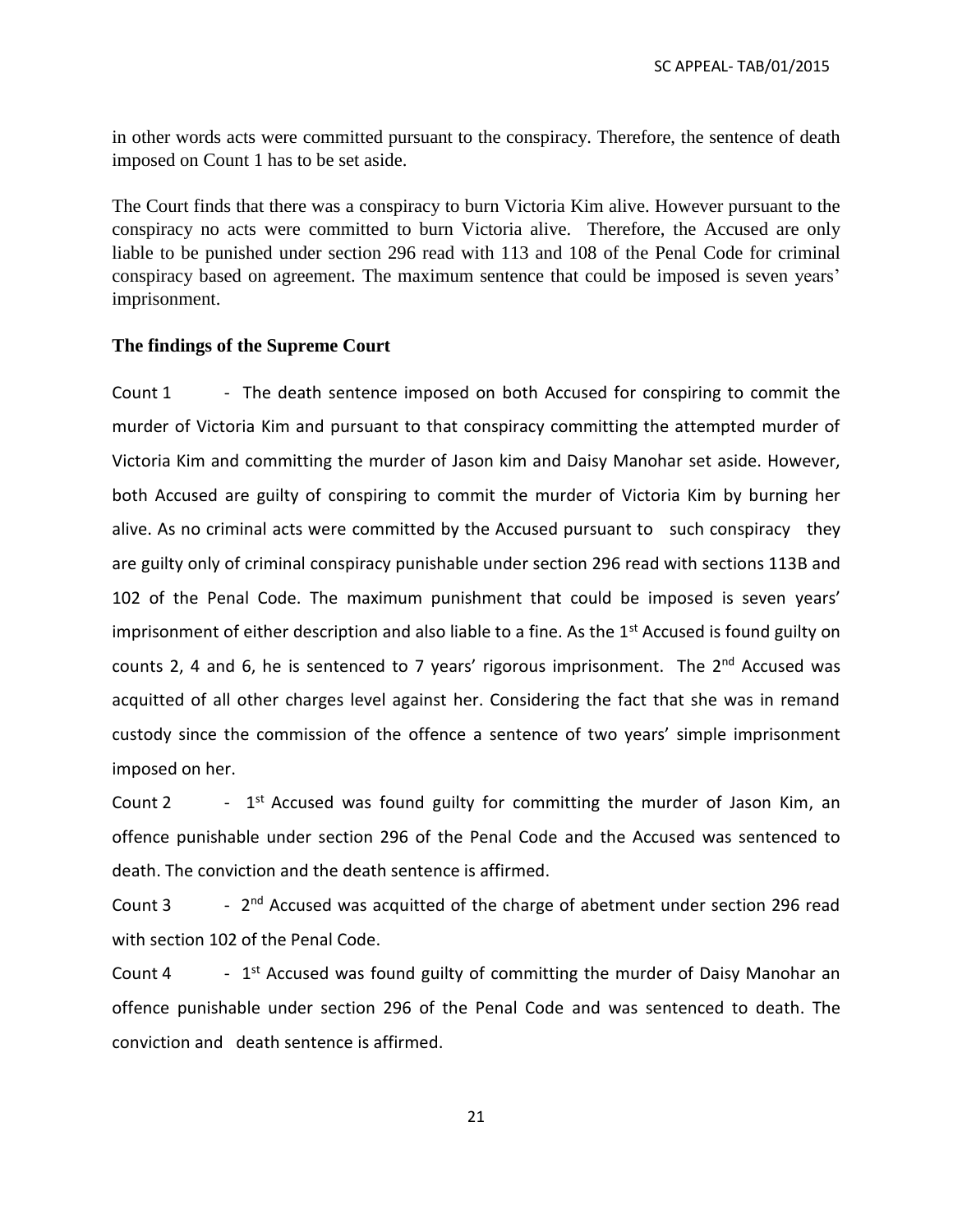in other words acts were committed pursuant to the conspiracy. Therefore, the sentence of death imposed on Count 1 has to be set aside.

The Court finds that there was a conspiracy to burn Victoria Kim alive. However pursuant to the conspiracy no acts were committed to burn Victoria alive. Therefore, the Accused are only liable to be punished under section 296 read with 113 and 108 of the Penal Code for criminal conspiracy based on agreement. The maximum sentence that could be imposed is seven years' imprisonment.

**The findings of the Supreme Court**

Count 1 - The death sentence imposed on both Accused for conspiring to commit the murder of Victoria Kim and pursuant to that conspiracy committing the attempted murder of Victoria Kim and committing the murder of Jason kim and Daisy Manohar set aside. However, both Accused are guilty of conspiring to commit the murder of Victoria Kim by burning her alive. As no criminal acts were committed by the Accused pursuant to such conspiracy they are guilty only of criminal conspiracy punishable under section 296 read with sections 113B and 102 of the Penal Code. The maximum punishment that could be imposed is seven years' imprisonment of either description and also liable to a fine. As the 1st Accused is found guilty on counts 2, 4 and 6, he is sentenced to 7 years' rigorous imprisonment. The 2nd Accused was acquitted of all other charges level against her. Considering the fact that she was in remand custody since the commission of the offence a sentence of two years' simple imprisonment imposed on her.

Count 2 - 1st Accused was found guilty for committing the murder of Jason Kim, an offence punishable under section 296 of the Penal Code and the Accused was sentenced to death. The conviction and the death sentence is affirmed.

Count 3 - 2nd Accused was acquitted of the charge of abetment under section 296 read with section 102 of the Penal Code.

Count 4 - 1st Accused was found guilty of committing the murder of Daisy Manohar an offence punishable under section 296 of the Penal Code and was sentenced to death. The conviction and death sentence is affirmed.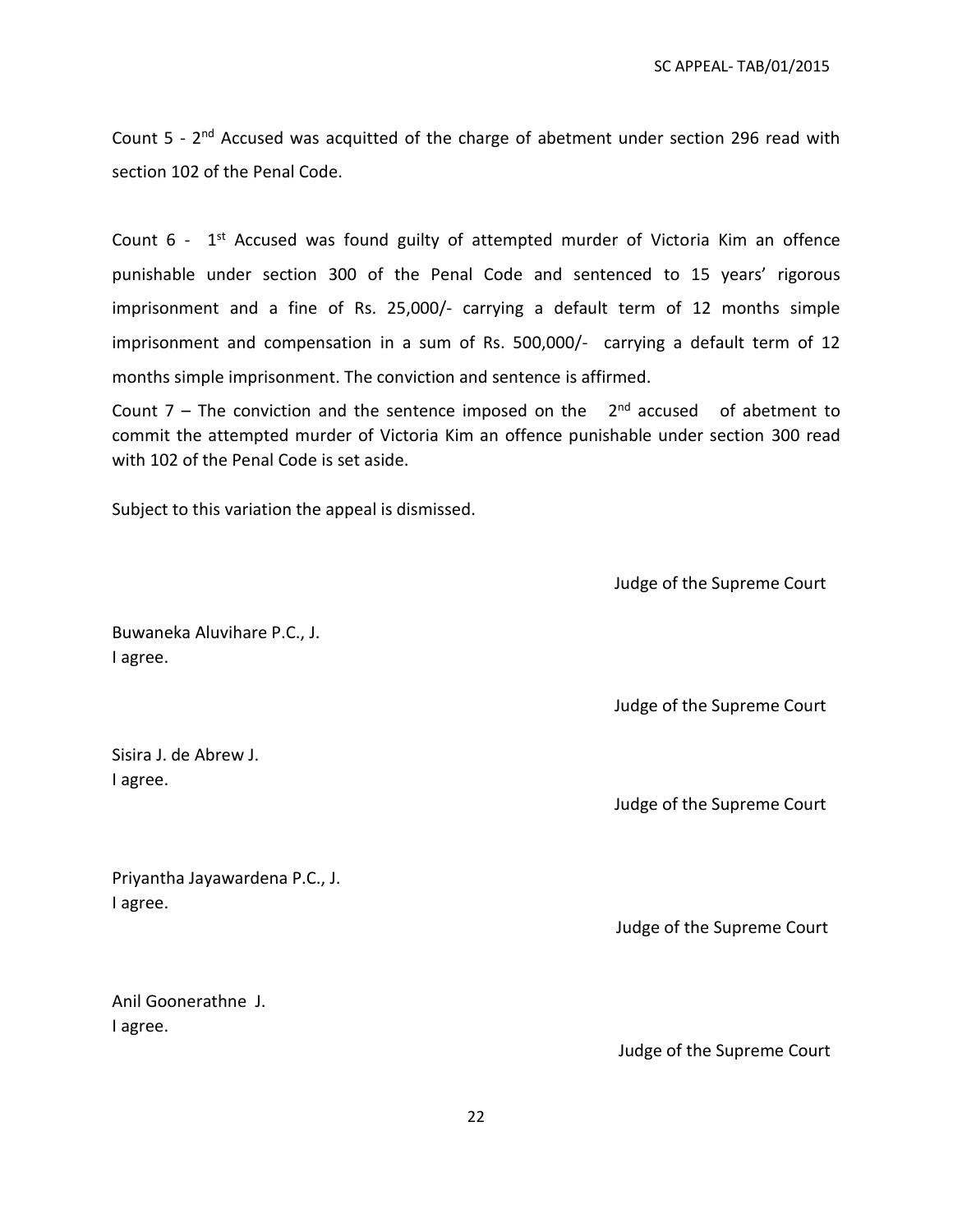Count 5 - 2nd Accused was acquitted of the charge of abetment under section 296 read with section 102 of the Penal Code.

Count 6 - 1st Accused was found guilty of attempted murder of Victoria Kim an offence punishable under section 300 of the Penal Code and sentenced to 15 years' rigorous imprisonment and a fine of Rs. 25,000/- carrying a default term of 12 months simple imprisonment and compensation in a sum of Rs. 500,000/- carrying a default term of 12 months simple imprisonment. The conviction and sentence is affirmed.

Count 7 – The conviction and the sentence imposed on the 2nd accused of abetment to commit the attempted murder of Victoria Kim an offence punishable under section 300 read with 102 of the Penal Code is set aside.

Subject to this variation the appeal is dismissed.

Judge of the Supreme Court

Buwaneka Aluvihare P.C., J.
I agree.

Judge of the Supreme Court

Sisira J. de Abrew J.
I agree.

Judge of the Supreme Court

Priyantha Jayawardena P.C., J.
I agree.

Judge of the Supreme Court

Anil Goonerathne J.
I agree.

Judge of the Supreme Court